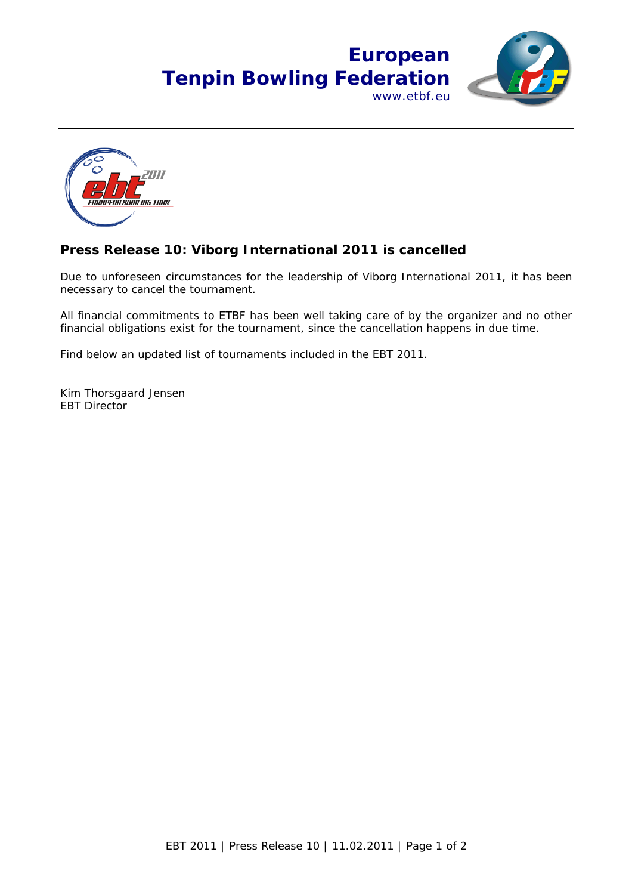# European Tenpin Bowling Federation

www.etbf.eu

## Press Release 10: Viborg International 2011 is cancelled

Due to unforeseen circumstances for the leadership of Viborg International 2011, it has been necessary to cancel the tournament.

All financial commitments to ETBF has been well taking care of by the organizer and no other financial obligations exist for the tournament, since the cancellation happens in due time.

Find below an updated list of tournaments included in the EBT 2011.

Kim Thorsgaard Jensen
EBT Director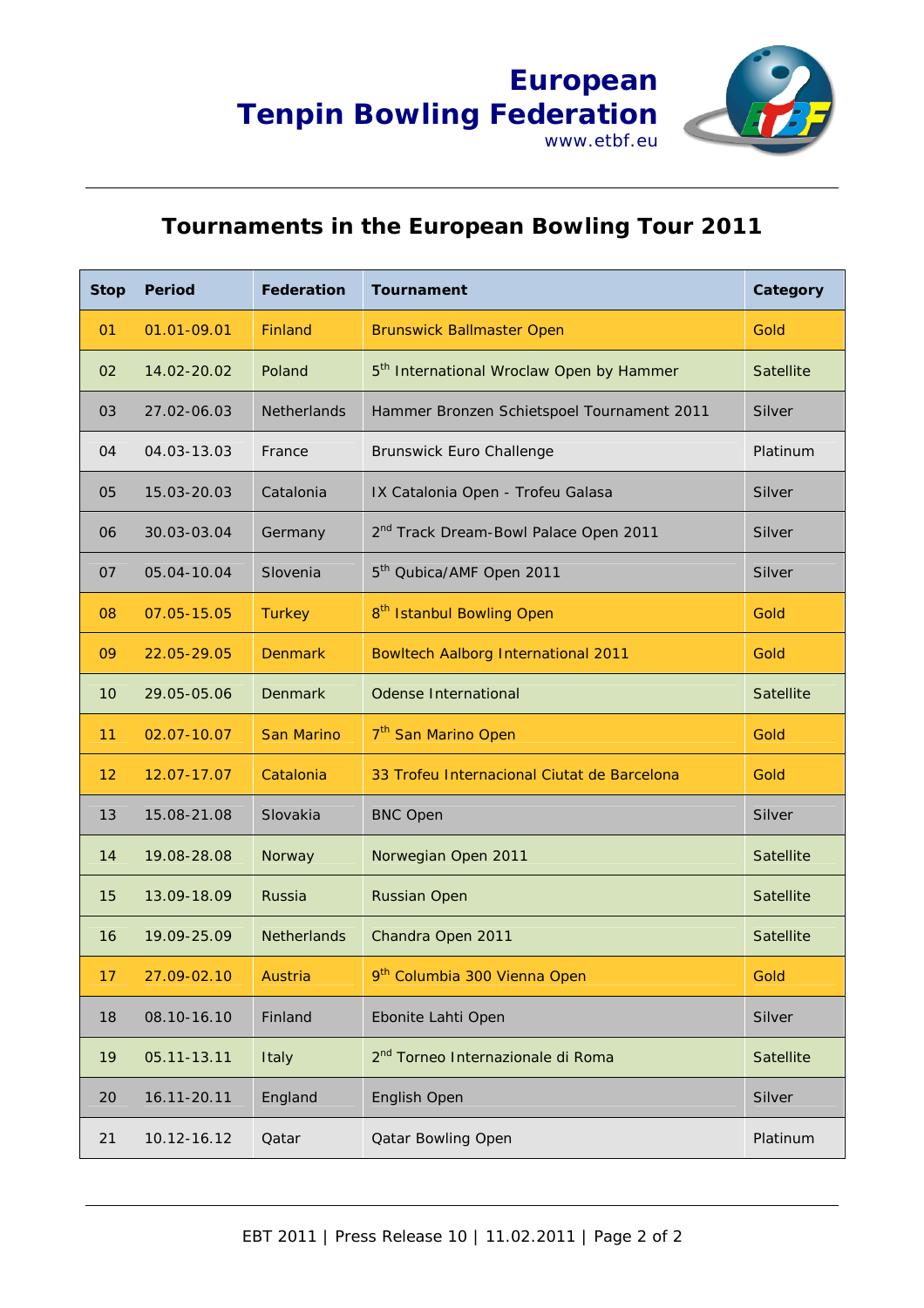**European Tenpin Bowling Federation**
www.etbf.eu

## Tournaments in the European Bowling Tour 2011

| Stop | Period | Federation | Tournament | Category |
|---|---|---|---|---|
| 01 | 01.01-09.01 | Finland | Brunswick Ballmaster Open | Gold |
| 02 | 14.02-20.02 | Poland | 5th International Wroclaw Open by Hammer | Satellite |
| 03 | 27.02-06.03 | Netherlands | Hammer Bronzen Schietspoel Tournament 2011 | Silver |
| 04 | 04.03-13.03 | France | Brunswick Euro Challenge | Platinum |
| 05 | 15.03-20.03 | Catalonia | IX Catalonia Open - Trofeu Galasa | Silver |
| 06 | 30.03-03.04 | Germany | 2nd Track Dream-Bowl Palace Open 2011 | Silver |
| 07 | 05.04-10.04 | Slovenia | 5th Qubica/AMF Open 2011 | Silver |
| 08 | 07.05-15.05 | Turkey | 8th Istanbul Bowling Open | Gold |
| 09 | 22.05-29.05 | Denmark | Bowltech Aalborg International 2011 | Gold |
| 10 | 29.05-05.06 | Denmark | Odense International | Satellite |
| 11 | 02.07-10.07 | San Marino | 7th San Marino Open | Gold |
| 12 | 12.07-17.07 | Catalonia | 33 Trofeu Internacional Ciutat de Barcelona | Gold |
| 13 | 15.08-21.08 | Slovakia | BNC Open | Silver |
| 14 | 19.08-28.08 | Norway | Norwegian Open 2011 | Satellite |
| 15 | 13.09-18.09 | Russia | Russian Open | Satellite |
| 16 | 19.09-25.09 | Netherlands | Chandra Open 2011 | Satellite |
| 17 | 27.09-02.10 | Austria | 9th Columbia 300 Vienna Open | Gold |
| 18 | 08.10-16.10 | Finland | Ebonite Lahti Open | Silver |
| 19 | 05.11-13.11 | Italy | 2nd Torneo Internazionale di Roma | Satellite |
| 20 | 16.11-20.11 | England | English Open | Silver |
| 21 | 10.12-16.12 | Qatar | Qatar Bowling Open | Platinum |

EBT 2011 | Press Release 10 | 11.02.2011